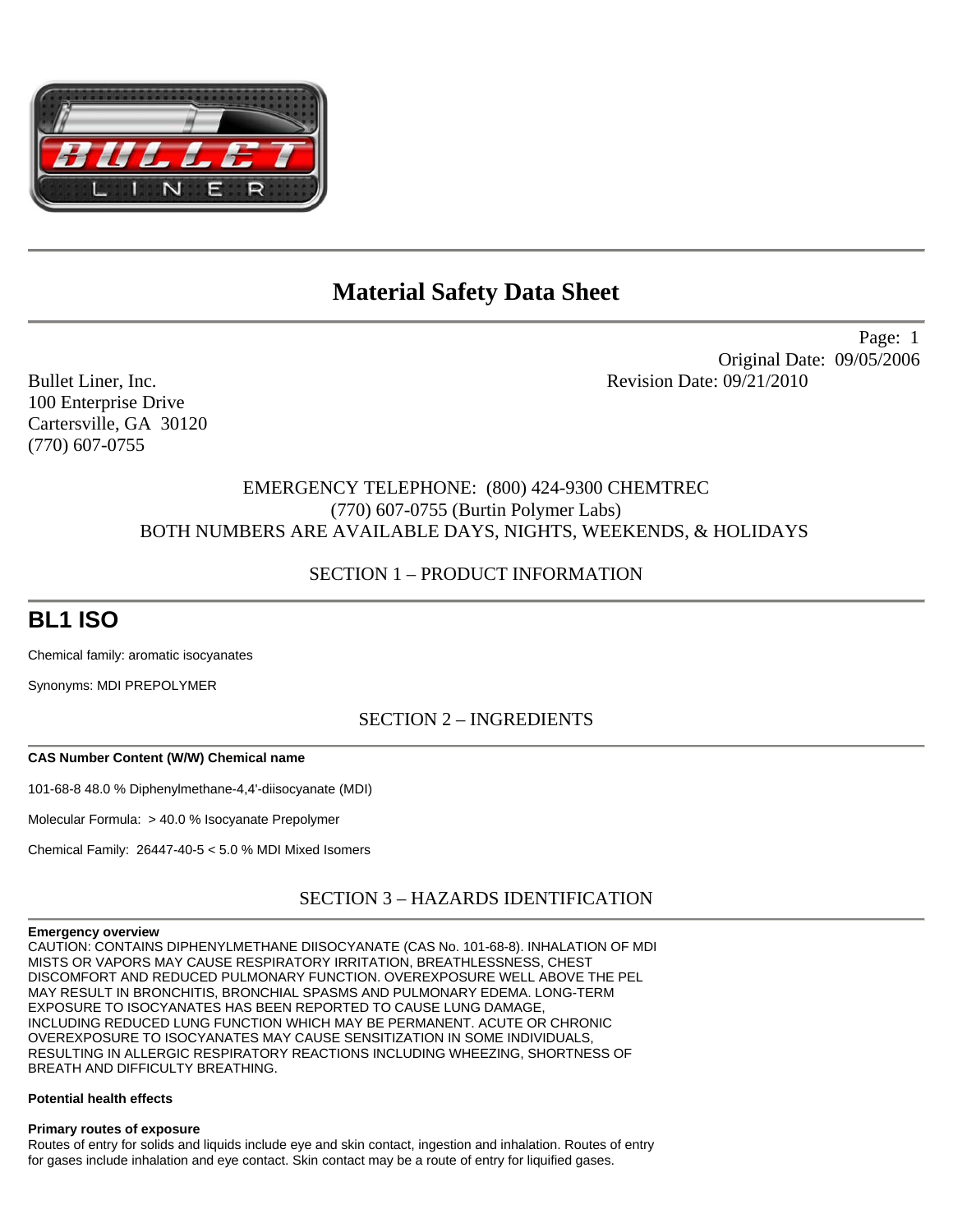# Material Safety Data Sheet

Page: 1
Original Date: 09/05/2006
Revision Date: 09/21/2010

Bullet Liner, Inc.
100 Enterprise Drive
Cartersville, GA 30120
(770) 607-0755

EMERGENCY TELEPHONE: (800) 424-9300 CHEMTREC
(770) 607-0755 (Burtin Polymer Labs)
BOTH NUMBERS ARE AVAILABLE DAYS, NIGHTS, WEEKENDS, & HOLIDAYS

## SECTION 1 – PRODUCT INFORMATION

# BL1 ISO

Chemical family: aromatic isocyanates

Synonyms: MDI PREPOLYMER

## SECTION 2 – INGREDIENTS

**CAS Number Content (W/W) Chemical name**

101-68-8 48.0 % Diphenylmethane-4,4'-diisocyanate (MDI)

Molecular Formula: > 40.0 % Isocyanate Prepolymer

Chemical Family: 26447-40-5 < 5.0 % MDI Mixed Isomers

## SECTION 3 – HAZARDS IDENTIFICATION

**Emergency overview**
CAUTION: CONTAINS DIPHENYLMETHANE DIISOCYANATE (CAS No. 101-68-8). INHALATION OF MDI MISTS OR VAPORS MAY CAUSE RESPIRATORY IRRITATION, BREATHLESSNESS, CHEST DISCOMFORT AND REDUCED PULMONARY FUNCTION. OVEREXPOSURE WELL ABOVE THE PEL MAY RESULT IN BRONCHITIS, BRONCHIAL SPASMS AND PULMONARY EDEMA. LONG-TERM EXPOSURE TO ISOCYANATES HAS BEEN REPORTED TO CAUSE LUNG DAMAGE, INCLUDING REDUCED LUNG FUNCTION WHICH MAY BE PERMANENT. ACUTE OR CHRONIC OVEREXPOSURE TO ISOCYANATES MAY CAUSE SENSITIZATION IN SOME INDIVIDUALS, RESULTING IN ALLERGIC RESPIRATORY REACTIONS INCLUDING WHEEZING, SHORTNESS OF BREATH AND DIFFICULTY BREATHING.

**Potential health effects**

**Primary routes of exposure**
Routes of entry for solids and liquids include eye and skin contact, ingestion and inhalation. Routes of entry for gases include inhalation and eye contact. Skin contact may be a route of entry for liquified gases.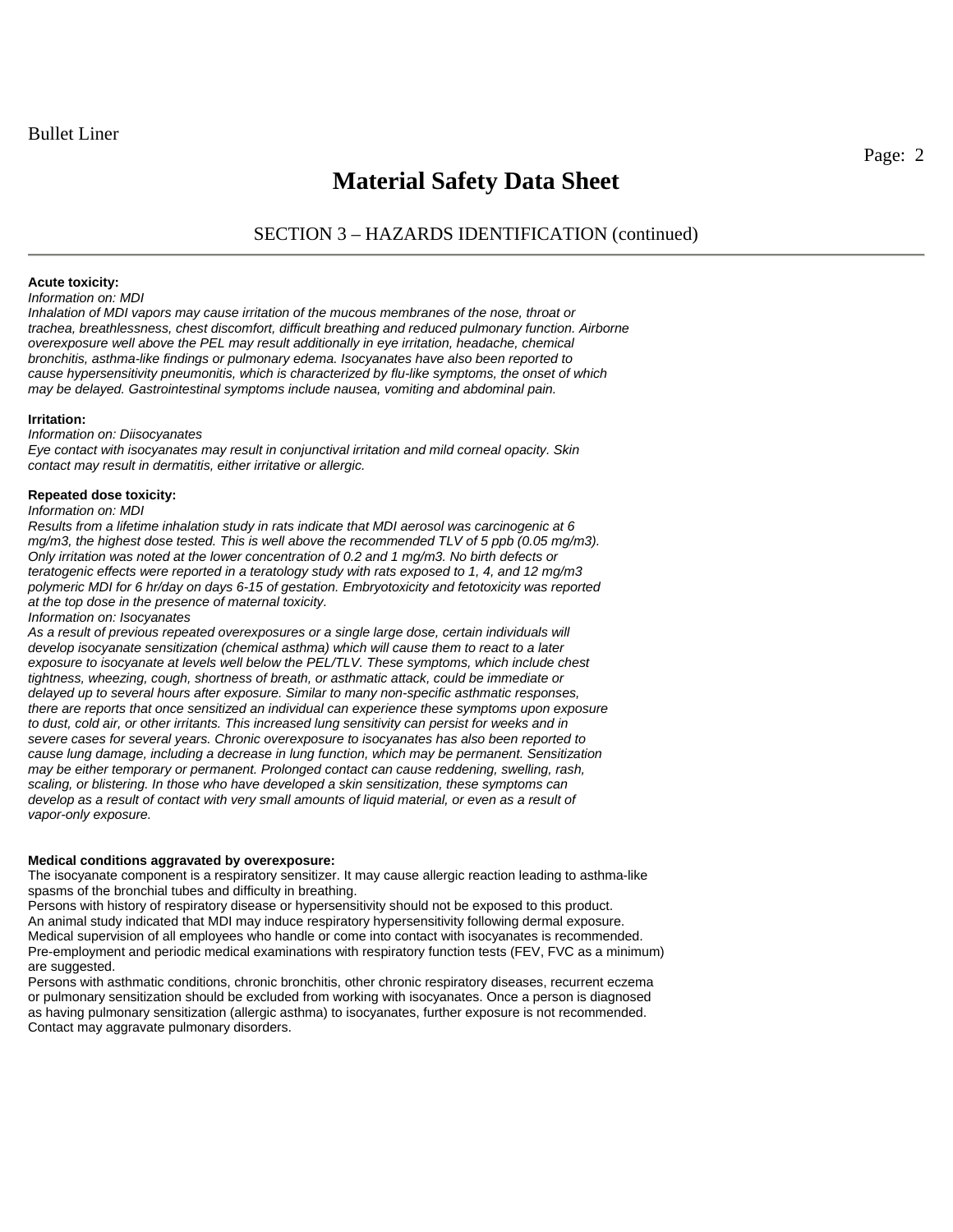# Material Safety Data Sheet

## SECTION 3 – HAZARDS IDENTIFICATION (continued)

**Acute toxicity:**

*Information on: MDI*

*Inhalation of MDI vapors may cause irritation of the mucous membranes of the nose, throat or trachea, breathlessness, chest discomfort, difficult breathing and reduced pulmonary function. Airborne overexposure well above the PEL may result additionally in eye irritation, headache, chemical bronchitis, asthma-like findings or pulmonary edema. Isocyanates have also been reported to cause hypersensitivity pneumonitis, which is characterized by flu-like symptoms, the onset of which may be delayed. Gastrointestinal symptoms include nausea, vomiting and abdominal pain.*

**Irritation:**

*Information on: Diisocyanates*

*Eye contact with isocyanates may result in conjunctival irritation and mild corneal opacity. Skin contact may result in dermatitis, either irritative or allergic.*

**Repeated dose toxicity:**

*Information on: MDI*

*Results from a lifetime inhalation study in rats indicate that MDI aerosol was carcinogenic at 6 mg/m3, the highest dose tested. This is well above the recommended TLV of 5 ppb (0.05 mg/m3). Only irritation was noted at the lower concentration of 0.2 and 1 mg/m3. No birth defects or teratogenic effects were reported in a teratology study with rats exposed to 1, 4, and 12 mg/m3 polymeric MDI for 6 hr/day on days 6-15 of gestation. Embryotoxicity and fetotoxicity was reported at the top dose in the presence of maternal toxicity.*

*Information on: Isocyanates*

*As a result of previous repeated overexposures or a single large dose, certain individuals will develop isocyanate sensitization (chemical asthma) which will cause them to react to a later exposure to isocyanate at levels well below the PEL/TLV. These symptoms, which include chest tightness, wheezing, cough, shortness of breath, or asthmatic attack, could be immediate or delayed up to several hours after exposure. Similar to many non-specific asthmatic responses, there are reports that once sensitized an individual can experience these symptoms upon exposure to dust, cold air, or other irritants. This increased lung sensitivity can persist for weeks and in severe cases for several years. Chronic overexposure to isocyanates has also been reported to cause lung damage, including a decrease in lung function, which may be permanent. Sensitization may be either temporary or permanent. Prolonged contact can cause reddening, swelling, rash, scaling, or blistering. In those who have developed a skin sensitization, these symptoms can develop as a result of contact with very small amounts of liquid material, or even as a result of vapor-only exposure.*

**Medical conditions aggravated by overexposure:**

The isocyanate component is a respiratory sensitizer. It may cause allergic reaction leading to asthma-like spasms of the bronchial tubes and difficulty in breathing.
Persons with history of respiratory disease or hypersensitivity should not be exposed to this product.
An animal study indicated that MDI may induce respiratory hypersensitivity following dermal exposure.
Medical supervision of all employees who handle or come into contact with isocyanates is recommended.
Pre-employment and periodic medical examinations with respiratory function tests (FEV, FVC as a minimum) are suggested.
Persons with asthmatic conditions, chronic bronchitis, other chronic respiratory diseases, recurrent eczema or pulmonary sensitization should be excluded from working with isocyanates. Once a person is diagnosed as having pulmonary sensitization (allergic asthma) to isocyanates, further exposure is not recommended.
Contact may aggravate pulmonary disorders.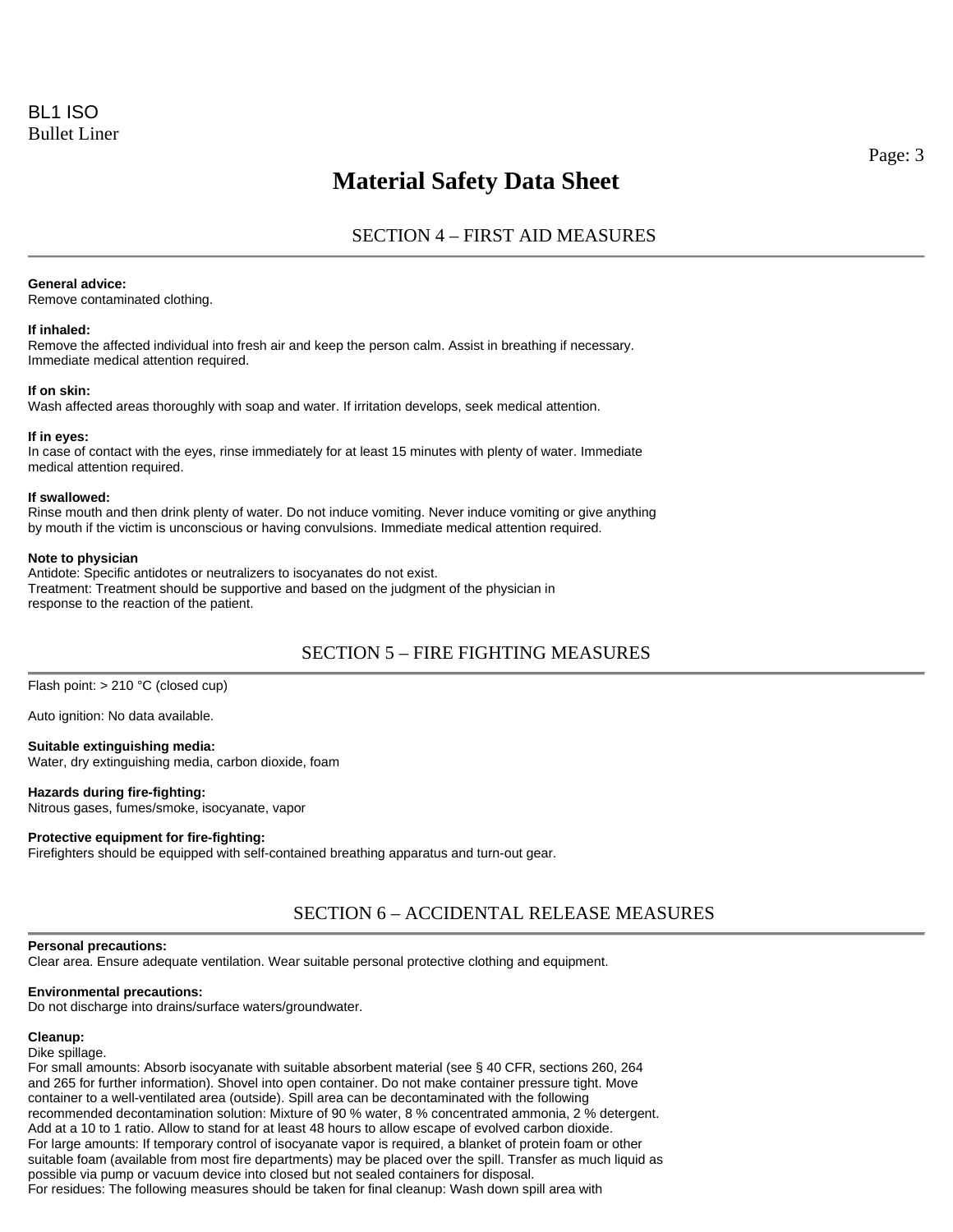# Material Safety Data Sheet

## SECTION 4 – FIRST AID MEASURES

**General advice:**
Remove contaminated clothing.

**If inhaled:**
Remove the affected individual into fresh air and keep the person calm. Assist in breathing if necessary. Immediate medical attention required.

**If on skin:**
Wash affected areas thoroughly with soap and water. If irritation develops, seek medical attention.

**If in eyes:**
In case of contact with the eyes, rinse immediately for at least 15 minutes with plenty of water. Immediate medical attention required.

**If swallowed:**
Rinse mouth and then drink plenty of water. Do not induce vomiting. Never induce vomiting or give anything by mouth if the victim is unconscious or having convulsions. Immediate medical attention required.

**Note to physician**
Antidote: Specific antidotes or neutralizers to isocyanates do not exist.
Treatment: Treatment should be supportive and based on the judgment of the physician in response to the reaction of the patient.

## SECTION 5 – FIRE FIGHTING MEASURES

Flash point: > 210 °C (closed cup)

Auto ignition: No data available.

**Suitable extinguishing media:**
Water, dry extinguishing media, carbon dioxide, foam

**Hazards during fire-fighting:**
Nitrous gases, fumes/smoke, isocyanate, vapor

**Protective equipment for fire-fighting:**
Firefighters should be equipped with self-contained breathing apparatus and turn-out gear.

## SECTION 6 – ACCIDENTAL RELEASE MEASURES

**Personal precautions:**
Clear area. Ensure adequate ventilation. Wear suitable personal protective clothing and equipment.

**Environmental precautions:**
Do not discharge into drains/surface waters/groundwater.

**Cleanup:**
Dike spillage.
For small amounts: Absorb isocyanate with suitable absorbent material (see § 40 CFR, sections 260, 264 and 265 for further information). Shovel into open container. Do not make container pressure tight. Move container to a well-ventilated area (outside). Spill area can be decontaminated with the following recommended decontamination solution: Mixture of 90 % water, 8 % concentrated ammonia, 2 % detergent. Add at a 10 to 1 ratio. Allow to stand for at least 48 hours to allow escape of evolved carbon dioxide.
For large amounts: If temporary control of isocyanate vapor is required, a blanket of protein foam or other suitable foam (available from most fire departments) may be placed over the spill. Transfer as much liquid as possible via pump or vacuum device into closed but not sealed containers for disposal.
For residues: The following measures should be taken for final cleanup: Wash down spill area with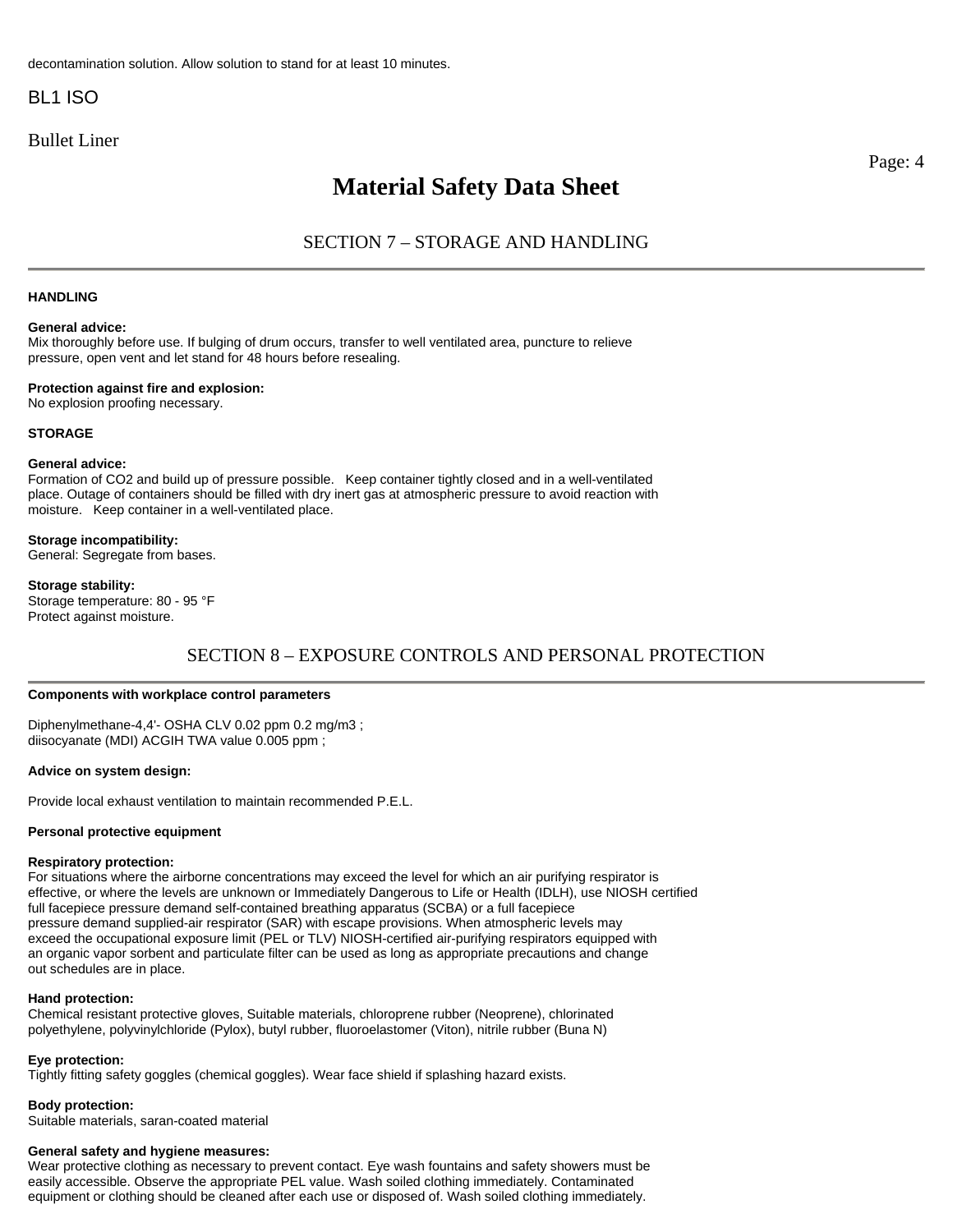decontamination solution. Allow solution to stand for at least 10 minutes.

# Material Safety Data Sheet

## SECTION 7 – STORAGE AND HANDLING

**HANDLING**

**General advice:**
Mix thoroughly before use. If bulging of drum occurs, transfer to well ventilated area, puncture to relieve pressure, open vent and let stand for 48 hours before resealing.

**Protection against fire and explosion:**
No explosion proofing necessary.

**STORAGE**

**General advice:**
Formation of $CO_2$ and build up of pressure possible. Keep container tightly closed and in a well-ventilated place. Outage of containers should be filled with dry inert gas at atmospheric pressure to avoid reaction with moisture. Keep container in a well-ventilated place.

**Storage incompatibility:**
General: Segregate from bases.

**Storage stability:**
Storage temperature: 80 - 95 °F
Protect against moisture.

## SECTION 8 – EXPOSURE CONTROLS AND PERSONAL PROTECTION

**Components with workplace control parameters**

Diphenylmethane-4,4'- OSHA CLV 0.02 ppm 0.2 mg/m3 ;
diisocyanate (MDI) ACGIH TWA value 0.005 ppm ;

**Advice on system design:**

Provide local exhaust ventilation to maintain recommended P.E.L.

**Personal protective equipment**

**Respiratory protection:**
For situations where the airborne concentrations may exceed the level for which an air purifying respirator is effective, or where the levels are unknown or Immediately Dangerous to Life or Health (IDLH), use NIOSH certified full facepiece pressure demand self-contained breathing apparatus (SCBA) or a full facepiece pressure demand supplied-air respirator (SAR) with escape provisions. When atmospheric levels may exceed the occupational exposure limit (PEL or TLV) NIOSH-certified air-purifying respirators equipped with an organic vapor sorbent and particulate filter can be used as long as appropriate precautions and change out schedules are in place.

**Hand protection:**
Chemical resistant protective gloves, Suitable materials, chloroprene rubber (Neoprene), chlorinated polyethylene, polyvinylchloride (Pylox), butyl rubber, fluoroelastomer (Viton), nitrile rubber (Buna N)

**Eye protection:**
Tightly fitting safety goggles (chemical goggles). Wear face shield if splashing hazard exists.

**Body protection:**
Suitable materials, saran-coated material

**General safety and hygiene measures:**
Wear protective clothing as necessary to prevent contact. Eye wash fountains and safety showers must be easily accessible. Observe the appropriate PEL value. Wash soiled clothing immediately. Contaminated equipment or clothing should be cleaned after each use or disposed of. Wash soiled clothing immediately.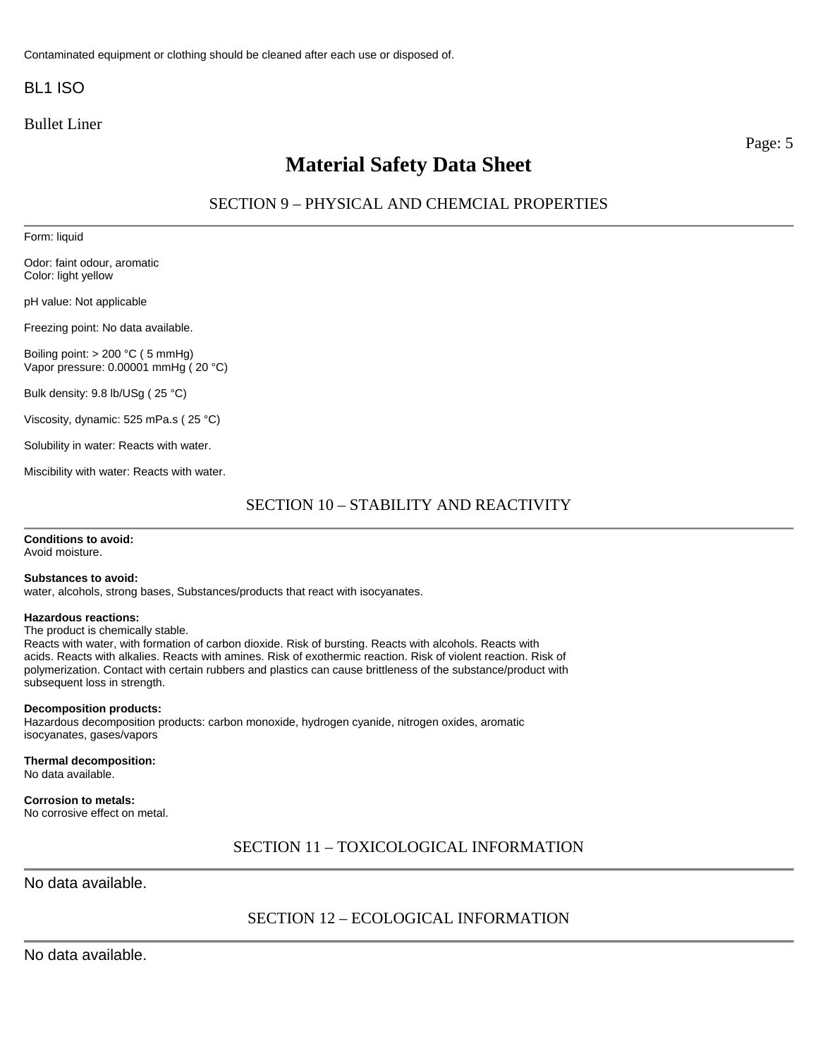Contaminated equipment or clothing should be cleaned after each use or disposed of.

# Material Safety Data Sheet

## SECTION 9 – PHYSICAL AND CHEMCIAL PROPERTIES

Form: liquid

Odor: faint odour, aromatic
Color: light yellow

pH value: Not applicable

Freezing point: No data available.

Boiling point: > 200 °C ( 5 mmHg)
Vapor pressure: 0.00001 mmHg ( 20 °C)

Bulk density: 9.8 lb/USg ( 25 °C)

Viscosity, dynamic: 525 mPa.s ( 25 °C)

Solubility in water: Reacts with water.

Miscibility with water: Reacts with water.

## SECTION 10 – STABILITY AND REACTIVITY

**Conditions to avoid:**
Avoid moisture.

**Substances to avoid:**
water, alcohols, strong bases, Substances/products that react with isocyanates.

**Hazardous reactions:**
The product is chemically stable.
Reacts with water, with formation of carbon dioxide. Risk of bursting. Reacts with alcohols. Reacts with acids. Reacts with alkalies. Reacts with amines. Risk of exothermic reaction. Risk of violent reaction. Risk of polymerization. Contact with certain rubbers and plastics can cause brittleness of the substance/product with subsequent loss in strength.

**Decomposition products:**
Hazardous decomposition products: carbon monoxide, hydrogen cyanide, nitrogen oxides, aromatic isocyanates, gases/vapors

**Thermal decomposition:**
No data available.

**Corrosion to metals:**
No corrosive effect on metal.

## SECTION 11 – TOXICOLOGICAL INFORMATION

No data available.

## SECTION 12 – ECOLOGICAL INFORMATION

No data available.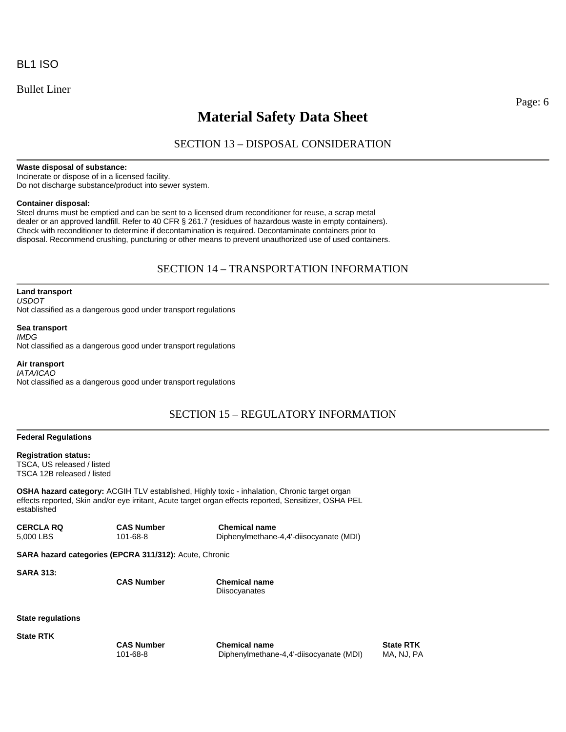# Material Safety Data Sheet

## SECTION 13 – DISPOSAL CONSIDERATION

**Waste disposal of substance:**
Incinerate or dispose of in a licensed facility.
Do not discharge substance/product into sewer system.

**Container disposal:**
Steel drums must be emptied and can be sent to a licensed drum reconditioner for reuse, a scrap metal dealer or an approved landfill. Refer to 40 CFR § 261.7 (residues of hazardous waste in empty containers). Check with reconditioner to determine if decontamination is required. Decontaminate containers prior to disposal. Recommend crushing, puncturing or other means to prevent unauthorized use of used containers.

## SECTION 14 – TRANSPORTATION INFORMATION

**Land transport**
*USDOT*
Not classified as a dangerous good under transport regulations

**Sea transport**
*IMDG*
Not classified as a dangerous good under transport regulations

**Air transport**
*IATA/ICAO*
Not classified as a dangerous good under transport regulations

## SECTION 15 – REGULATORY INFORMATION

**Federal Regulations**

**Registration status:**
TSCA, US released / listed
TSCA 12B released / listed

**OSHA hazard category:** ACGIH TLV established, Highly toxic - inhalation, Chronic target organ effects reported, Skin and/or eye irritant, Acute target organ effects reported, Sensitizer, OSHA PEL established

| CERCLA RQ | CAS Number | Chemical name |
|---|---|---|
| 5,000 LBS | 101-68-8 | Diphenylmethane-4,4'-diisocyanate (MDI) |

**SARA hazard categories (EPCRA 311/312):** Acute, Chronic

**SARA 313:**

| CAS Number | Chemical name |
|---|---|
| | Diisocyanates |

**State regulations**

**State RTK**

| CAS Number | Chemical name | State RTK |
|---|---|---|
| 101-68-8 | Diphenylmethane-4,4'-diisocyanate (MDI) | MA, NJ, PA |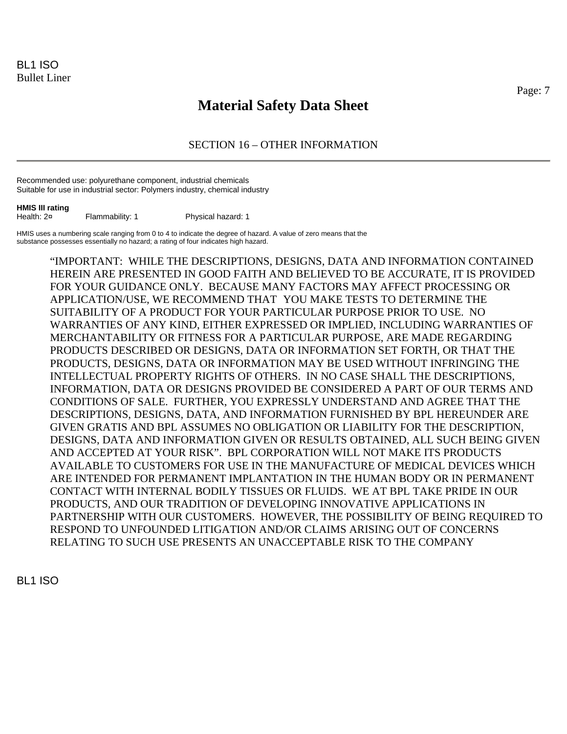# Material Safety Data Sheet

## SECTION 16 – OTHER INFORMATION

Recommended use: polyurethane component, industrial chemicals
Suitable for use in industrial sector: Polymers industry, chemical industry

**HMIS III rating**
Health: 2¤ Flammability: 1 Physical hazard: 1

HMIS uses a numbering scale ranging from 0 to 4 to indicate the degree of hazard. A value of zero means that the substance possesses essentially no hazard; a rating of four indicates high hazard.

"IMPORTANT: WHILE THE DESCRIPTIONS, DESIGNS, DATA AND INFORMATION CONTAINED HEREIN ARE PRESENTED IN GOOD FAITH AND BELIEVED TO BE ACCURATE, IT IS PROVIDED FOR YOUR GUIDANCE ONLY. BECAUSE MANY FACTORS MAY AFFECT PROCESSING OR APPLICATION/USE, WE RECOMMEND THAT YOU MAKE TESTS TO DETERMINE THE SUITABILITY OF A PRODUCT FOR YOUR PARTICULAR PURPOSE PRIOR TO USE. NO WARRANTIES OF ANY KIND, EITHER EXPRESSED OR IMPLIED, INCLUDING WARRANTIES OF MERCHANTABILITY OR FITNESS FOR A PARTICULAR PURPOSE, ARE MADE REGARDING PRODUCTS DESCRIBED OR DESIGNS, DATA OR INFORMATION SET FORTH, OR THAT THE PRODUCTS, DESIGNS, DATA OR INFORMATION MAY BE USED WITHOUT INFRINGING THE INTELLECTUAL PROPERTY RIGHTS OF OTHERS. IN NO CASE SHALL THE DESCRIPTIONS, INFORMATION, DATA OR DESIGNS PROVIDED BE CONSIDERED A PART OF OUR TERMS AND CONDITIONS OF SALE. FURTHER, YOU EXPRESSLY UNDERSTAND AND AGREE THAT THE DESCRIPTIONS, DESIGNS, DATA, AND INFORMATION FURNISHED BY BPL HEREUNDER ARE GIVEN GRATIS AND BPL ASSUMES NO OBLIGATION OR LIABILITY FOR THE DESCRIPTION, DESIGNS, DATA AND INFORMATION GIVEN OR RESULTS OBTAINED, ALL SUCH BEING GIVEN AND ACCEPTED AT YOUR RISK". BPL CORPORATION WILL NOT MAKE ITS PRODUCTS AVAILABLE TO CUSTOMERS FOR USE IN THE MANUFACTURE OF MEDICAL DEVICES WHICH ARE INTENDED FOR PERMANENT IMPLANTATION IN THE HUMAN BODY OR IN PERMANENT CONTACT WITH INTERNAL BODILY TISSUES OR FLUIDS. WE AT BPL TAKE PRIDE IN OUR PRODUCTS, AND OUR TRADITION OF DEVELOPING INNOVATIVE APPLICATIONS IN PARTNERSHIP WITH OUR CUSTOMERS. HOWEVER, THE POSSIBILITY OF BEING REQUIRED TO RESPOND TO UNFOUNDED LITIGATION AND/OR CLAIMS ARISING OUT OF CONCERNS RELATING TO SUCH USE PRESENTS AN UNACCEPTABLE RISK TO THE COMPANY